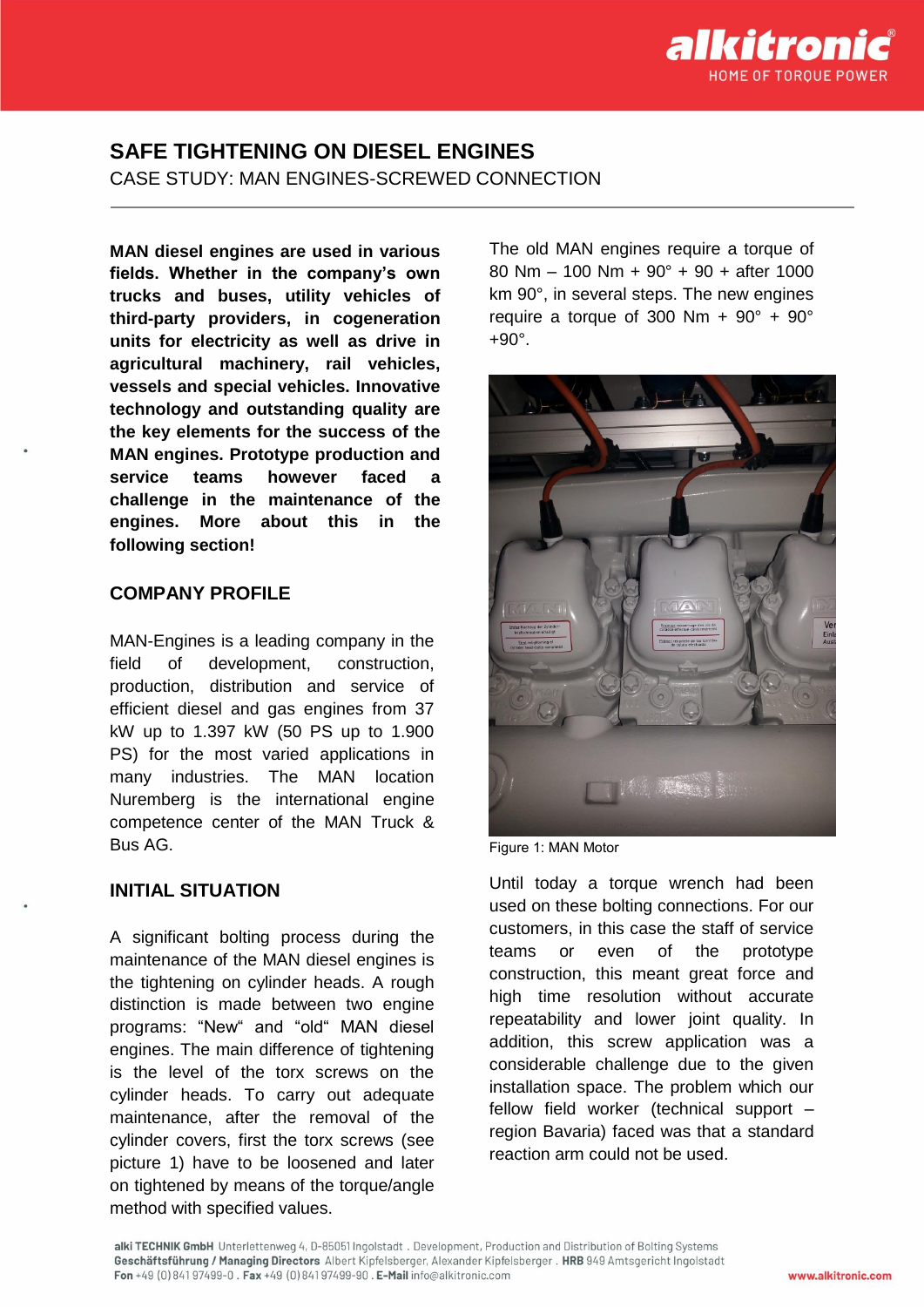# SAFE TIGHTENING ON DIESEL ENGINES

CASE STUDY: MAN ENGINES-SCREWED CONNECTION

**MAN diesel engines are used in various fields. Whether in the company's own trucks and buses, utility vehicles of third-party providers, in cogeneration units for electricity as well as drive in agricultural machinery, rail vehicles, vessels and special vehicles. Innovative technology and outstanding quality are the key elements for the success of the MAN engines. Prototype production and service teams however faced a challenge in the maintenance of the engines. More about this in the following section!**

## COMPANY PROFILE

MAN-Engines is a leading company in the field of development, construction, production, distribution and service of efficient diesel and gas engines from 37 kW up to 1.397 kW (50 PS up to 1.900 PS) for the most varied applications in many industries. The MAN location Nuremberg is the international engine competence center of the MAN Truck & Bus AG.

## INITIAL SITUATION

A significant bolting process during the maintenance of the MAN diesel engines is the tightening on cylinder heads. A rough distinction is made between two engine programs: "New" and "old" MAN diesel engines. The main difference of tightening is the level of the torx screws on the cylinder heads. To carry out adequate maintenance, after the removal of the cylinder covers, first the torx screws (see picture 1) have to be loosened and later on tightened by means of the torque/angle method with specified values.

The old MAN engines require a torque of 80 Nm – 100 Nm + 90° + 90 + after 1000 km 90°, in several steps. The new engines require a torque of 300 Nm + 90° + 90° +90°.

Figure 1: MAN Motor

Until today a torque wrench had been used on these bolting connections. For our customers, in this case the staff of service teams or even of the prototype construction, this meant great force and high time resolution without accurate repeatability and lower joint quality. In addition, this screw application was a considerable challenge due to the given installation space. The problem which our fellow field worker (technical support – region Bavaria) faced was that a standard reaction arm could not be used.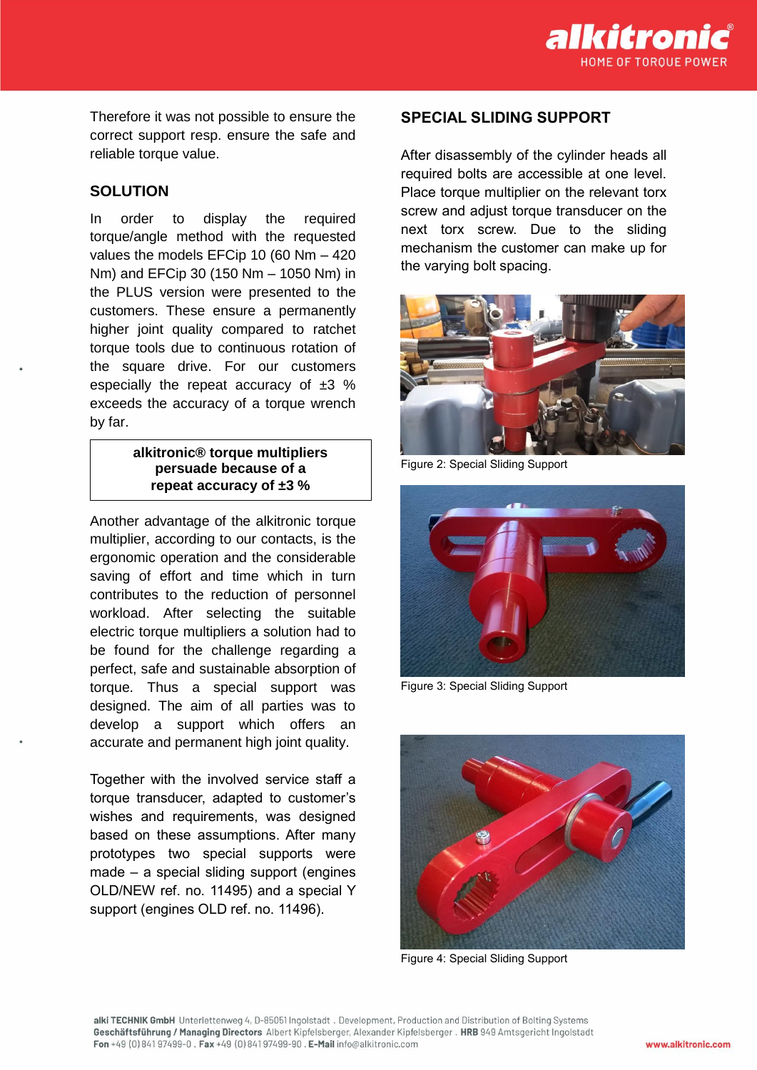Therefore it was not possible to ensure the correct support resp. ensure the safe and reliable torque value.

## SOLUTION

In order to display the required torque/angle method with the requested values the models EFCip 10 (60 Nm – 420 Nm) and EFCip 30 (150 Nm – 1050 Nm) in the PLUS version were presented to the customers. These ensure a permanently higher joint quality compared to ratchet torque tools due to continuous rotation of the square drive. For our customers especially the repeat accuracy of ±3 % exceeds the accuracy of a torque wrench by far.

| **alkitronic® torque multipliers persuade because of a repeat accuracy of ±3 %** |
| --- |

Another advantage of the alkitronic torque multiplier, according to our contacts, is the ergonomic operation and the considerable saving of effort and time which in turn contributes to the reduction of personnel workload. After selecting the suitable electric torque multipliers a solution had to be found for the challenge regarding a perfect, safe and sustainable absorption of torque. Thus a special support was designed. The aim of all parties was to develop a support which offers an accurate and permanent high joint quality.

Together with the involved service staff a torque transducer, adapted to customer's wishes and requirements, was designed based on these assumptions. After many prototypes two special supports were made – a special sliding support (engines OLD/NEW ref. no. 11495) and a special Y support (engines OLD ref. no. 11496).

## SPECIAL SLIDING SUPPORT

After disassembly of the cylinder heads all required bolts are accessible at one level. Place torque multiplier on the relevant torx screw and adjust torque transducer on the next torx screw. Due to the sliding mechanism the customer can make up for the varying bolt spacing.

Figure 2: Special Sliding Support

Figure 3: Special Sliding Support

Figure 4: Special Sliding Support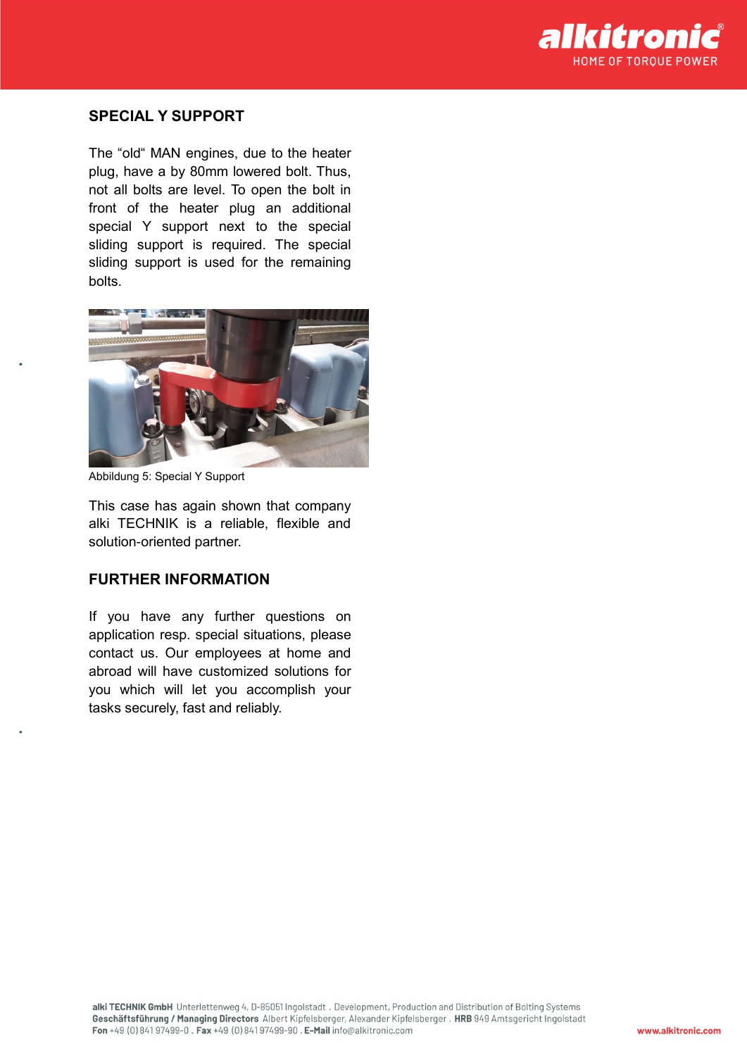## SPECIAL Y SUPPORT

The “old“ MAN engines, due to the heater plug, have a by 80mm lowered bolt. Thus, not all bolts are level. To open the bolt in front of the heater plug an additional special Y support next to the special sliding support is required. The special sliding support is used for the remaining bolts.

Abbildung 5: Special Y Support

This case has again shown that company alki TECHNIK is a reliable, flexible and solution-oriented partner.

## FURTHER INFORMATION

If you have any further questions on application resp. special situations, please contact us. Our employees at home and abroad will have customized solutions for you which will let you accomplish your tasks securely, fast and reliably.